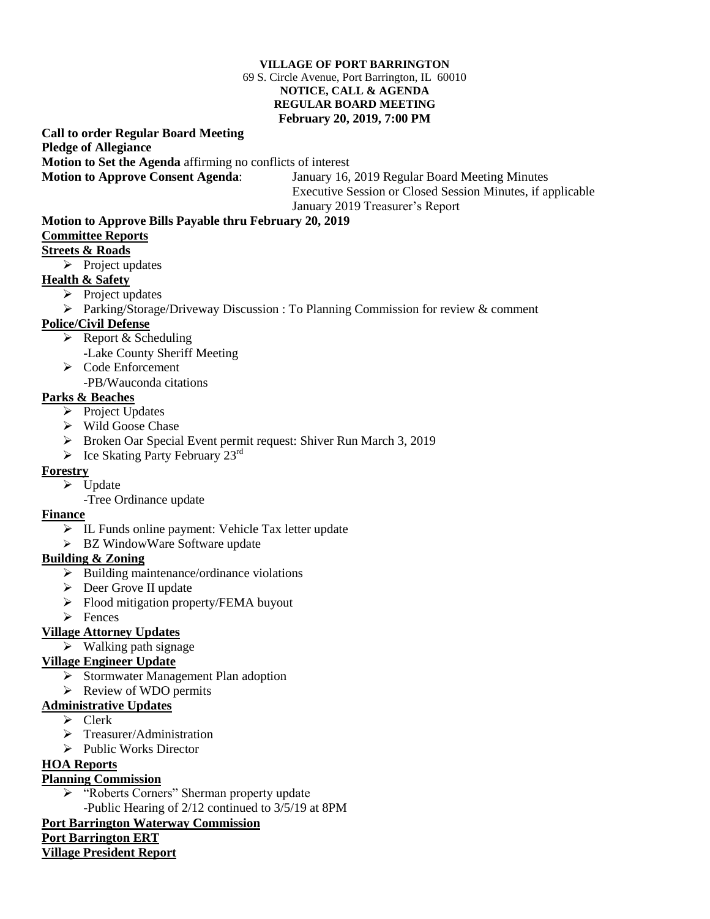**VILLAGE OF PORT BARRINGTON**
69 S. Circle Avenue, Port Barrington, IL 60010
**NOTICE, CALL & AGENDA**
**REGULAR BOARD MEETING**
**February 20, 2019, 7:00 PM**

**Call to order Regular Board Meeting**

**Pledge of Allegiance**

**Motion to Set the Agenda** affirming no conflicts of interest

**Motion to Approve Consent Agenda**:
- January 16, 2019 Regular Board Meeting Minutes
- Executive Session or Closed Session Minutes, if applicable
- January 2019 Treasurer's Report

**Motion to Approve Bills Payable thru February 20, 2019**

**Committee Reports**

**Streets & Roads**
- Project updates

**Health & Safety**
- Project updates
- Parking/Storage/Driveway Discussion : To Planning Commission for review & comment

**Police/Civil Defense**
- Report & Scheduling
  - -Lake County Sheriff Meeting
- Code Enforcement
  - -PB/Wauconda citations

**Parks & Beaches**
- Project Updates
- Wild Goose Chase
- Broken Oar Special Event permit request: Shiver Run March 3, 2019
- Ice Skating Party February 23rd

**Forestry**
- Update
  - -Tree Ordinance update

**Finance**
- IL Funds online payment: Vehicle Tax letter update
- BZ WindowWare Software update

**Building & Zoning**
- Building maintenance/ordinance violations
- Deer Grove II update
- Flood mitigation property/FEMA buyout
- Fences

**Village Attorney Updates**
- Walking path signage

**Village Engineer Update**
- Stormwater Management Plan adoption
- Review of WDO permits

**Administrative Updates**
- Clerk
- Treasurer/Administration
- Public Works Director

**HOA Reports**

**Planning Commission**
- "Roberts Corners" Sherman property update
  - -Public Hearing of 2/12 continued to 3/5/19 at 8PM

**Port Barrington Waterway Commission**

**Port Barrington ERT**

**Village President Report**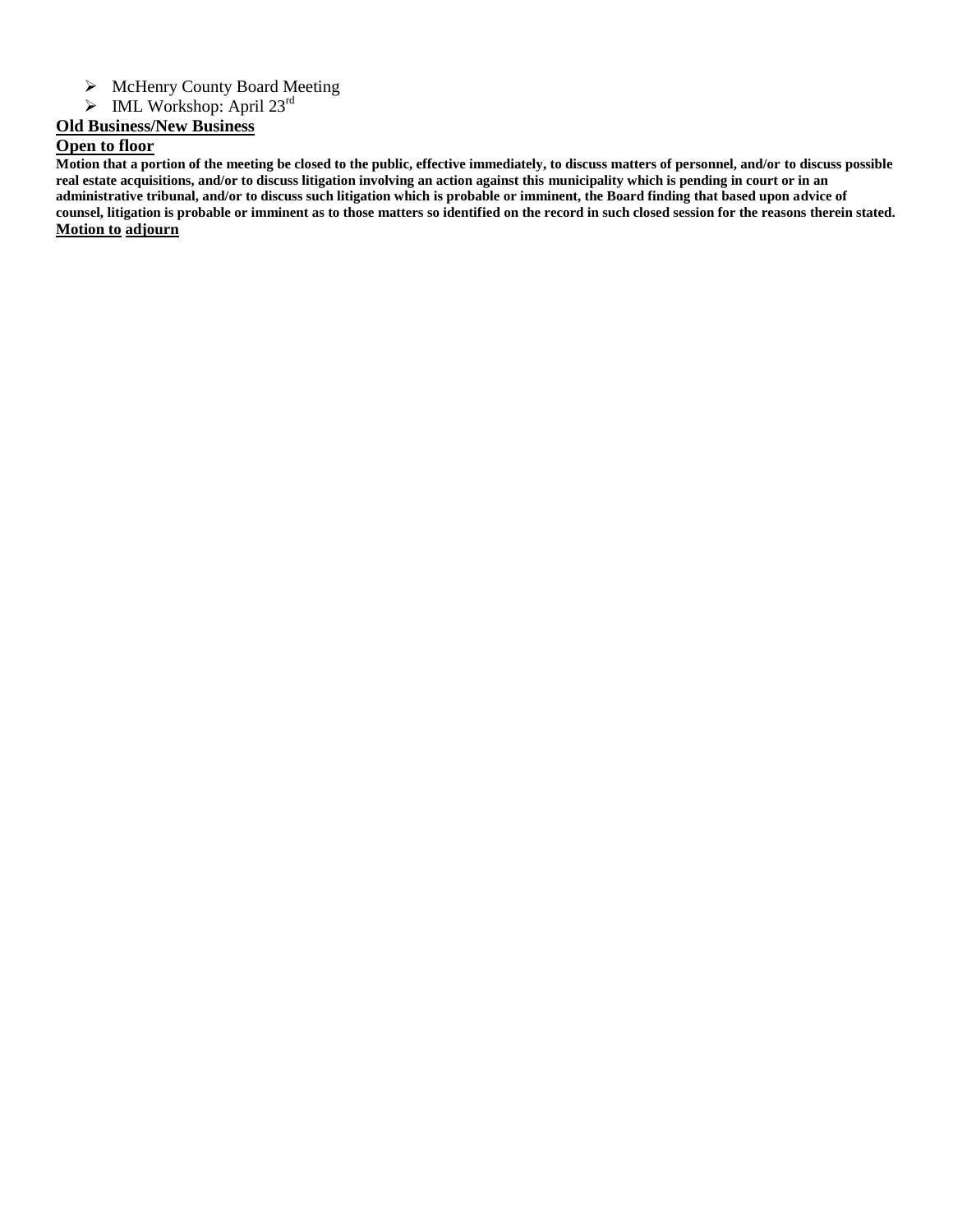- McHenry County Board Meeting
- IML Workshop: April 23rd

**Old Business/New Business**

**Open to floor**

**Motion that a portion of the meeting be closed to the public, effective immediately, to discuss matters of personnel, and/or to discuss possible real estate acquisitions, and/or to discuss litigation involving an action against this municipality which is pending in court or in an administrative tribunal, and/or to discuss such litigation which is probable or imminent, the Board finding that based upon advice of counsel, litigation is probable or imminent as to those matters so identified on the record in such closed session for the reasons therein stated.**

**Motion to adjourn**